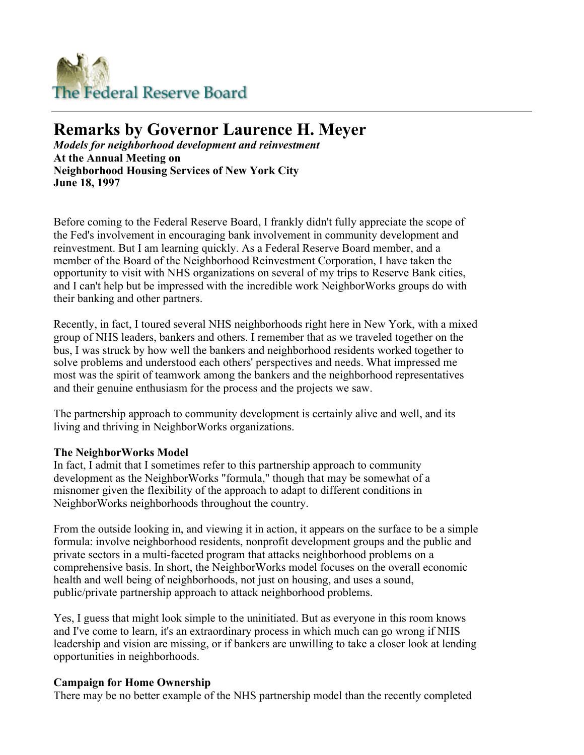The Federal Reserve Board

# Remarks by Governor Laurence H. Meyer

***Models for neighborhood development and reinvestment***
**At the Annual Meeting on**
**Neighborhood Housing Services of New York City**
**June 18, 1997**

Before coming to the Federal Reserve Board, I frankly didn't fully appreciate the scope of the Fed's involvement in encouraging bank involvement in community development and reinvestment. But I am learning quickly. As a Federal Reserve Board member, and a member of the Board of the Neighborhood Reinvestment Corporation, I have taken the opportunity to visit with NHS organizations on several of my trips to Reserve Bank cities, and I can't help but be impressed with the incredible work NeighborWorks groups do with their banking and other partners.

Recently, in fact, I toured several NHS neighborhoods right here in New York, with a mixed group of NHS leaders, bankers and others. I remember that as we traveled together on the bus, I was struck by how well the bankers and neighborhood residents worked together to solve problems and understood each others' perspectives and needs. What impressed me most was the spirit of teamwork among the bankers and the neighborhood representatives and their genuine enthusiasm for the process and the projects we saw.

The partnership approach to community development is certainly alive and well, and its living and thriving in NeighborWorks organizations.

**The NeighborWorks Model**
In fact, I admit that I sometimes refer to this partnership approach to community development as the NeighborWorks "formula," though that may be somewhat of a misnomer given the flexibility of the approach to adapt to different conditions in NeighborWorks neighborhoods throughout the country.

From the outside looking in, and viewing it in action, it appears on the surface to be a simple formula: involve neighborhood residents, nonprofit development groups and the public and private sectors in a multi-faceted program that attacks neighborhood problems on a comprehensive basis. In short, the NeighborWorks model focuses on the overall economic health and well being of neighborhoods, not just on housing, and uses a sound, public/private partnership approach to attack neighborhood problems.

Yes, I guess that might look simple to the uninitiated. But as everyone in this room knows and I've come to learn, it's an extraordinary process in which much can go wrong if NHS leadership and vision are missing, or if bankers are unwilling to take a closer look at lending opportunities in neighborhoods.

**Campaign for Home Ownership**
There may be no better example of the NHS partnership model than the recently completed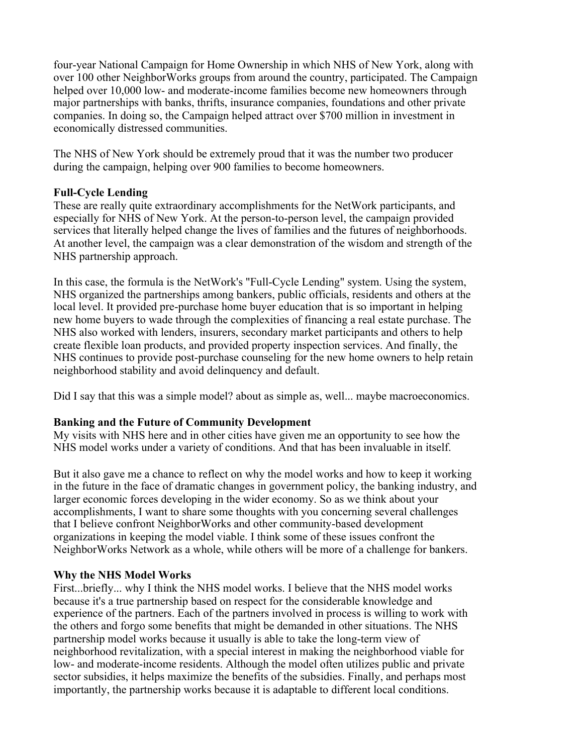four-year National Campaign for Home Ownership in which NHS of New York, along with over 100 other NeighborWorks groups from around the country, participated. The Campaign helped over 10,000 low- and moderate-income families become new homeowners through major partnerships with banks, thrifts, insurance companies, foundations and other private companies. In doing so, the Campaign helped attract over $700 million in investment in economically distressed communities.

The NHS of New York should be extremely proud that it was the number two producer during the campaign, helping over 900 families to become homeowners.

**Full-Cycle Lending**
These are really quite extraordinary accomplishments for the NetWork participants, and especially for NHS of New York. At the person-to-person level, the campaign provided services that literally helped change the lives of families and the futures of neighborhoods. At another level, the campaign was a clear demonstration of the wisdom and strength of the NHS partnership approach.

In this case, the formula is the NetWork's "Full-Cycle Lending" system. Using the system, NHS organized the partnerships among bankers, public officials, residents and others at the local level. It provided pre-purchase home buyer education that is so important in helping new home buyers to wade through the complexities of financing a real estate purchase. The NHS also worked with lenders, insurers, secondary market participants and others to help create flexible loan products, and provided property inspection services. And finally, the NHS continues to provide post-purchase counseling for the new home owners to help retain neighborhood stability and avoid delinquency and default.

Did I say that this was a simple model? about as simple as, well... maybe macroeconomics.

**Banking and the Future of Community Development**
My visits with NHS here and in other cities have given me an opportunity to see how the NHS model works under a variety of conditions. And that has been invaluable in itself.

But it also gave me a chance to reflect on why the model works and how to keep it working in the future in the face of dramatic changes in government policy, the banking industry, and larger economic forces developing in the wider economy. So as we think about your accomplishments, I want to share some thoughts with you concerning several challenges that I believe confront NeighborWorks and other community-based development organizations in keeping the model viable. I think some of these issues confront the NeighborWorks Network as a whole, while others will be more of a challenge for bankers.

**Why the NHS Model Works**
First...briefly... why I think the NHS model works. I believe that the NHS model works because it's a true partnership based on respect for the considerable knowledge and experience of the partners. Each of the partners involved in process is willing to work with the others and forgo some benefits that might be demanded in other situations. The NHS partnership model works because it usually is able to take the long-term view of neighborhood revitalization, with a special interest in making the neighborhood viable for low- and moderate-income residents. Although the model often utilizes public and private sector subsidies, it helps maximize the benefits of the subsidies. Finally, and perhaps most importantly, the partnership works because it is adaptable to different local conditions.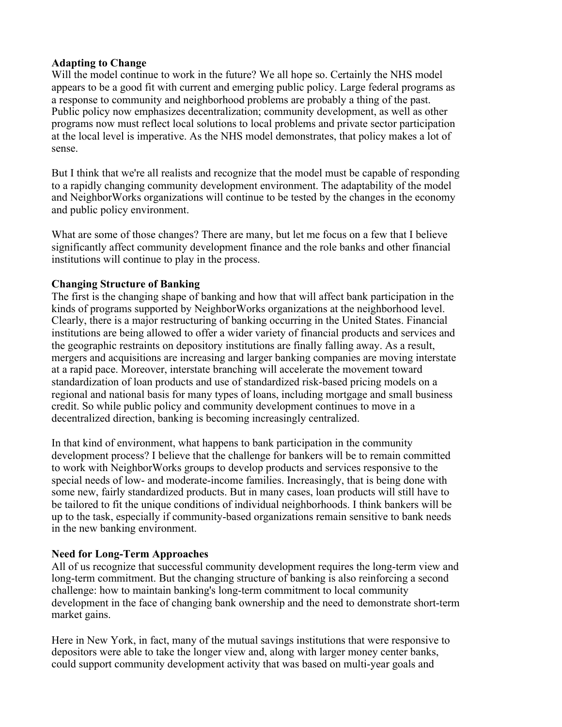**Adapting to Change**
Will the model continue to work in the future? We all hope so. Certainly the NHS model appears to be a good fit with current and emerging public policy. Large federal programs as a response to community and neighborhood problems are probably a thing of the past. Public policy now emphasizes decentralization; community development, as well as other programs now must reflect local solutions to local problems and private sector participation at the local level is imperative. As the NHS model demonstrates, that policy makes a lot of sense.

But I think that we're all realists and recognize that the model must be capable of responding to a rapidly changing community development environment. The adaptability of the model and NeighborWorks organizations will continue to be tested by the changes in the economy and public policy environment.

What are some of those changes? There are many, but let me focus on a few that I believe significantly affect community development finance and the role banks and other financial institutions will continue to play in the process.

**Changing Structure of Banking**
The first is the changing shape of banking and how that will affect bank participation in the kinds of programs supported by NeighborWorks organizations at the neighborhood level. Clearly, there is a major restructuring of banking occurring in the United States. Financial institutions are being allowed to offer a wider variety of financial products and services and the geographic restraints on depository institutions are finally falling away. As a result, mergers and acquisitions are increasing and larger banking companies are moving interstate at a rapid pace. Moreover, interstate branching will accelerate the movement toward standardization of loan products and use of standardized risk-based pricing models on a regional and national basis for many types of loans, including mortgage and small business credit. So while public policy and community development continues to move in a decentralized direction, banking is becoming increasingly centralized.

In that kind of environment, what happens to bank participation in the community development process? I believe that the challenge for bankers will be to remain committed to work with NeighborWorks groups to develop products and services responsive to the special needs of low- and moderate-income families. Increasingly, that is being done with some new, fairly standardized products. But in many cases, loan products will still have to be tailored to fit the unique conditions of individual neighborhoods. I think bankers will be up to the task, especially if community-based organizations remain sensitive to bank needs in the new banking environment.

**Need for Long-Term Approaches**
All of us recognize that successful community development requires the long-term view and long-term commitment. But the changing structure of banking is also reinforcing a second challenge: how to maintain banking's long-term commitment to local community development in the face of changing bank ownership and the need to demonstrate short-term market gains.

Here in New York, in fact, many of the mutual savings institutions that were responsive to depositors were able to take the longer view and, along with larger money center banks, could support community development activity that was based on multi-year goals and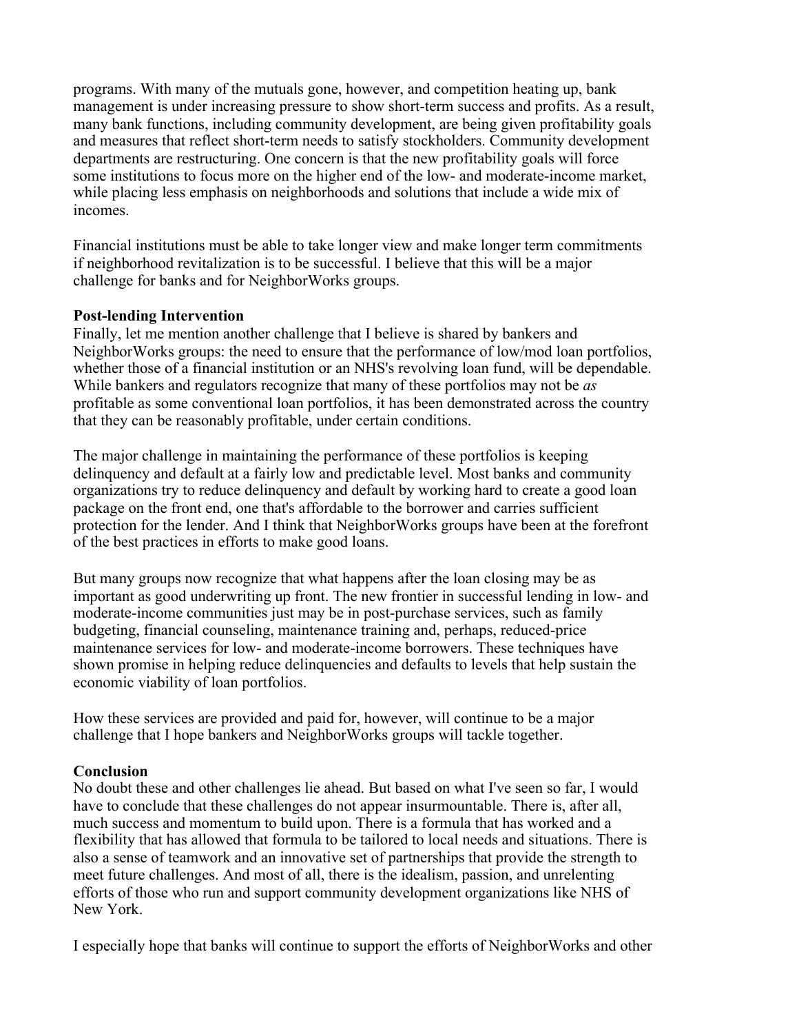programs. With many of the mutuals gone, however, and competition heating up, bank management is under increasing pressure to show short-term success and profits. As a result, many bank functions, including community development, are being given profitability goals and measures that reflect short-term needs to satisfy stockholders. Community development departments are restructuring. One concern is that the new profitability goals will force some institutions to focus more on the higher end of the low- and moderate-income market, while placing less emphasis on neighborhoods and solutions that include a wide mix of incomes.

Financial institutions must be able to take longer view and make longer term commitments if neighborhood revitalization is to be successful. I believe that this will be a major challenge for banks and for NeighborWorks groups.

**Post-lending Intervention**

Finally, let me mention another challenge that I believe is shared by bankers and NeighborWorks groups: the need to ensure that the performance of low/mod loan portfolios, whether those of a financial institution or an NHS's revolving loan fund, will be dependable. While bankers and regulators recognize that many of these portfolios may not be *as* profitable as some conventional loan portfolios, it has been demonstrated across the country that they can be reasonably profitable, under certain conditions.

The major challenge in maintaining the performance of these portfolios is keeping delinquency and default at a fairly low and predictable level. Most banks and community organizations try to reduce delinquency and default by working hard to create a good loan package on the front end, one that's affordable to the borrower and carries sufficient protection for the lender. And I think that NeighborWorks groups have been at the forefront of the best practices in efforts to make good loans.

But many groups now recognize that what happens after the loan closing may be as important as good underwriting up front. The new frontier in successful lending in low- and moderate-income communities just may be in post-purchase services, such as family budgeting, financial counseling, maintenance training and, perhaps, reduced-price maintenance services for low- and moderate-income borrowers. These techniques have shown promise in helping reduce delinquencies and defaults to levels that help sustain the economic viability of loan portfolios.

How these services are provided and paid for, however, will continue to be a major challenge that I hope bankers and NeighborWorks groups will tackle together.

**Conclusion**

No doubt these and other challenges lie ahead. But based on what I've seen so far, I would have to conclude that these challenges do not appear insurmountable. There is, after all, much success and momentum to build upon. There is a formula that has worked and a flexibility that has allowed that formula to be tailored to local needs and situations. There is also a sense of teamwork and an innovative set of partnerships that provide the strength to meet future challenges. And most of all, there is the idealism, passion, and unrelenting efforts of those who run and support community development organizations like NHS of New York.

I especially hope that banks will continue to support the efforts of NeighborWorks and other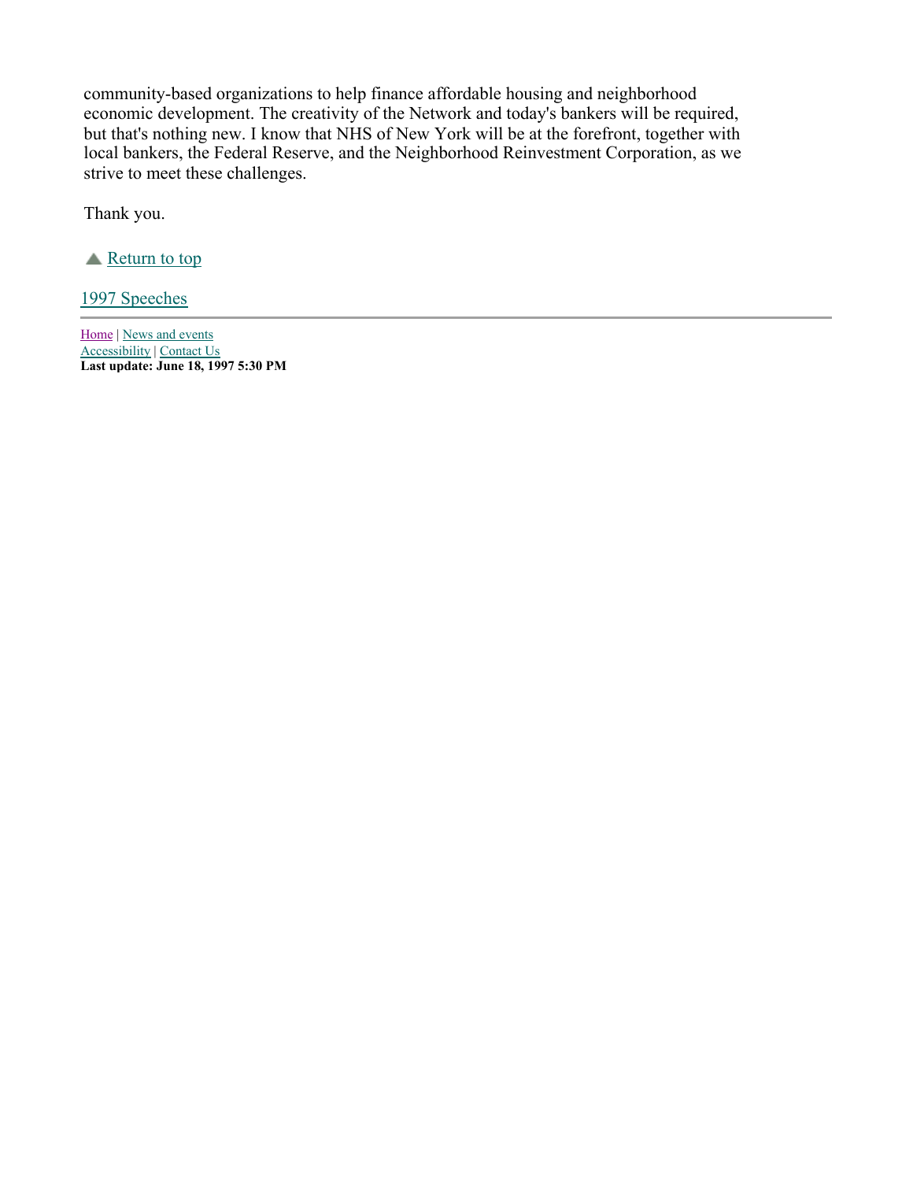community-based organizations to help finance affordable housing and neighborhood economic development. The creativity of the Network and today's bankers will be required, but that's nothing new. I know that NHS of New York will be at the forefront, together with local bankers, the Federal Reserve, and the Neighborhood Reinvestment Corporation, as we strive to meet these challenges.

Thank you.

Return to top

1997 Speeches

---

Home | News and events
Accessibility | Contact Us
**Last update: June 18, 1997 5:30 PM**